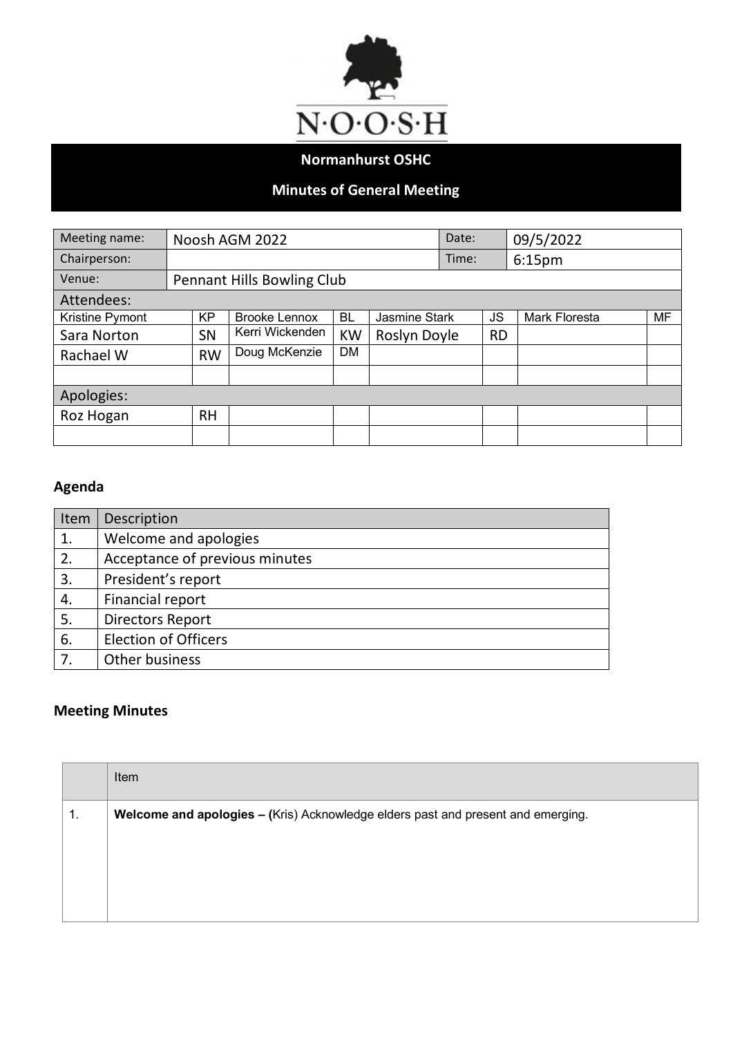N·O·O·S·H

## Normanhurst OSHC

## Minutes of General Meeting

| Meeting name: | Noosh AGM 2022 | Date: | 09/5/2022 |
|---|---|---|---|
| Chairperson: | | Time: | 6:15pm |
| Venue: | Pennant Hills Bowling Club | | |

**Attendees:**

| | | | | | | | |
|---|---|---|---|---|---|---|---|
| Kristine Pymont | KP | Brooke Lennox | BL | Jasmine Stark | JS | Mark Floresta | MF |
| Sara Norton | SN | Kerri Wickenden | KW | Roslyn Doyle | RD | | |
| Rachael W | RW | Doug McKenzie | DM | | | | |
| | | | | | | | |

**Apologies:**

| | | | | | | | |
|---|---|---|---|---|---|---|---|
| Roz Hogan | RH | | | | | | |
| | | | | | | | |

### Agenda

| Item | Description |
|---|---|
| 1. | Welcome and apologies |
| 2. | Acceptance of previous minutes |
| 3. | President's report |
| 4. | Financial report |
| 5. | Directors Report |
| 6. | Election of Officers |
| 7. | Other business |

### Meeting Minutes

| | Item |
|---|---|
| 1. | **Welcome and apologies – (**Kris) Acknowledge elders past and present and emerging. |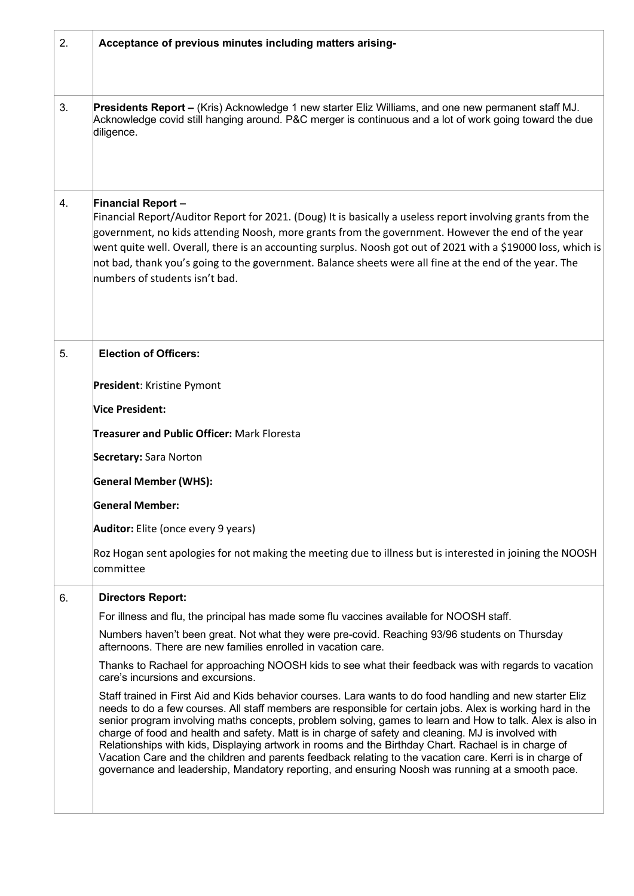| | |
|---|---|
| 2. | **Acceptance of previous minutes including matters arising-** |
| 3. | **Presidents Report –** (Kris) Acknowledge 1 new starter Eliz Williams, and one new permanent staff MJ. Acknowledge covid still hanging around. P&C merger is continuous and a lot of work going toward the due diligence. |
| 4. | **Financial Report –**<br>Financial Report/Auditor Report for 2021. (Doug) It is basically a useless report involving grants from the government, no kids attending Noosh, more grants from the government. However the end of the year went quite well. Overall, there is an accounting surplus. Noosh got out of 2021 with a $19000 loss, which is not bad, thank you's going to the government. Balance sheets were all fine at the end of the year. The numbers of students isn't bad. |
| 5. | **Election of Officers:**<br><br>**President**: Kristine Pymont<br><br>**Vice President:**<br><br>**Treasurer and Public Officer:** Mark Floresta<br><br>**Secretary:** Sara Norton<br><br>**General Member (WHS):**<br><br>**General Member:**<br><br>**Auditor:** Elite (once every 9 years)<br><br>Roz Hogan sent apologies for not making the meeting due to illness but is interested in joining the NOOSH committee |
| 6. | **Directors Report:**<br><br>For illness and flu, the principal has made some flu vaccines available for NOOSH staff.<br><br>Numbers haven't been great. Not what they were pre-covid. Reaching 93/96 students on Thursday afternoons. There are new families enrolled in vacation care.<br><br>Thanks to Rachael for approaching NOOSH kids to see what their feedback was with regards to vacation care's incursions and excursions.<br><br>Staff trained in First Aid and Kids behavior courses. Lara wants to do food handling and new starter Eliz needs to do a few courses. All staff members are responsible for certain jobs. Alex is working hard in the senior program involving maths concepts, problem solving, games to learn and How to talk. Alex is also in charge of food and health and safety. Matt is in charge of safety and cleaning. MJ is involved with Relationships with kids, Displaying artwork in rooms and the Birthday Chart. Rachael is in charge of Vacation Care and the children and parents feedback relating to the vacation care. Kerri is in charge of governance and leadership, Mandatory reporting, and ensuring Noosh was running at a smooth pace. |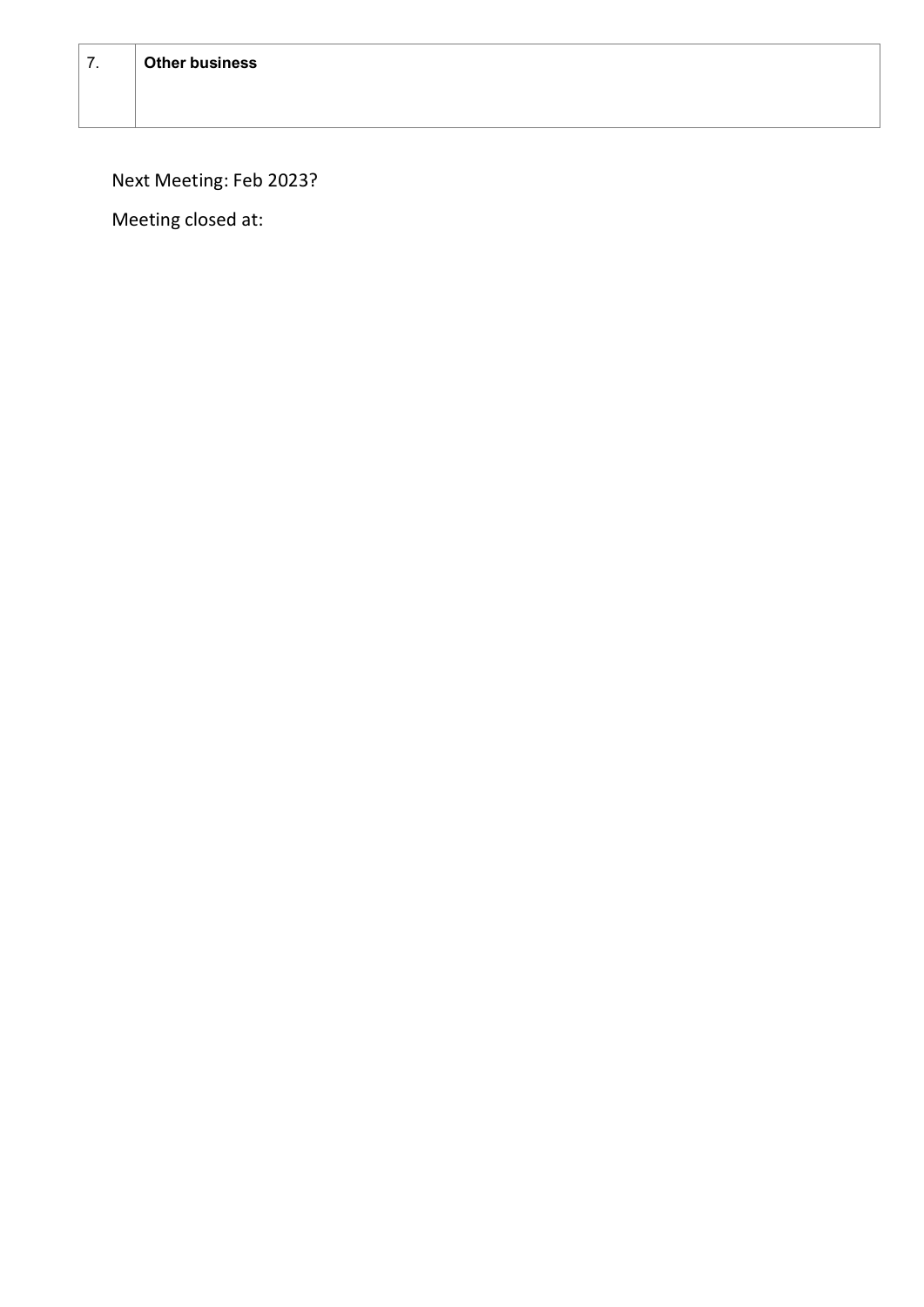| | |
|---|---|
| 7. | **Other business** |

Next Meeting: Feb 2023?

Meeting closed at: